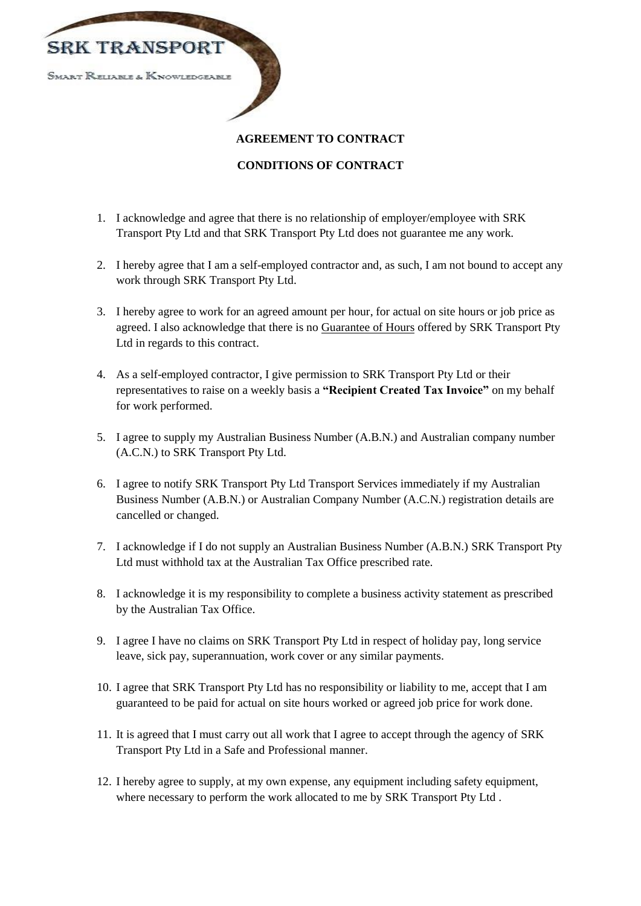SRK TRANSPORT

SMART RELIABLE & KNOWLEDGEABLE

**AGREEMENT TO CONTRACT**

**CONDITIONS OF CONTRACT**

1. I acknowledge and agree that there is no relationship of employer/employee with SRK Transport Pty Ltd and that SRK Transport Pty Ltd does not guarantee me any work.

2. I hereby agree that I am a self-employed contractor and, as such, I am not bound to accept any work through SRK Transport Pty Ltd.

3. I hereby agree to work for an agreed amount per hour, for actual on site hours or job price as agreed. I also acknowledge that there is no Guarantee of Hours offered by SRK Transport Pty Ltd in regards to this contract.

4. As a self-employed contractor, I give permission to SRK Transport Pty Ltd or their representatives to raise on a weekly basis a **"Recipient Created Tax Invoice"** on my behalf for work performed.

5. I agree to supply my Australian Business Number (A.B.N.) and Australian company number (A.C.N.) to SRK Transport Pty Ltd.

6. I agree to notify SRK Transport Pty Ltd Transport Services immediately if my Australian Business Number (A.B.N.) or Australian Company Number (A.C.N.) registration details are cancelled or changed.

7. I acknowledge if I do not supply an Australian Business Number (A.B.N.) SRK Transport Pty Ltd must withhold tax at the Australian Tax Office prescribed rate.

8. I acknowledge it is my responsibility to complete a business activity statement as prescribed by the Australian Tax Office.

9. I agree I have no claims on SRK Transport Pty Ltd in respect of holiday pay, long service leave, sick pay, superannuation, work cover or any similar payments.

10. I agree that SRK Transport Pty Ltd has no responsibility or liability to me, accept that I am guaranteed to be paid for actual on site hours worked or agreed job price for work done.

11. It is agreed that I must carry out all work that I agree to accept through the agency of SRK Transport Pty Ltd in a Safe and Professional manner.

12. I hereby agree to supply, at my own expense, any equipment including safety equipment, where necessary to perform the work allocated to me by SRK Transport Pty Ltd .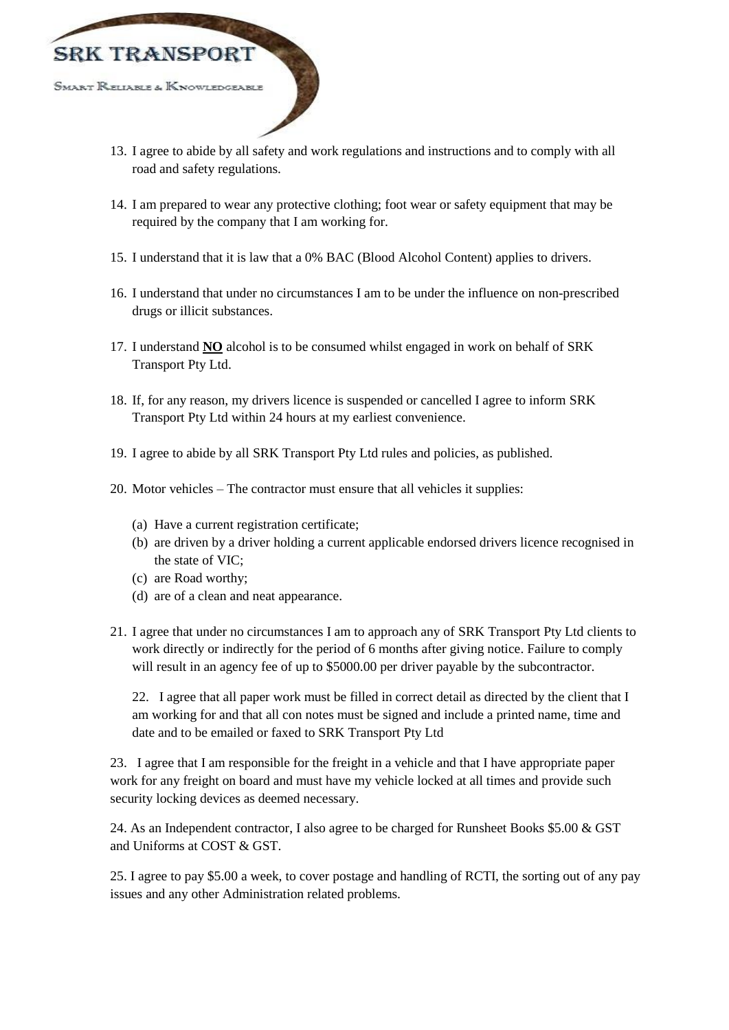13. I agree to abide by all safety and work regulations and instructions and to comply with all road and safety regulations.

14. I am prepared to wear any protective clothing; foot wear or safety equipment that may be required by the company that I am working for.

15. I understand that it is law that a 0% BAC (Blood Alcohol Content) applies to drivers.

16. I understand that under no circumstances I am to be under the influence on non-prescribed drugs or illicit substances.

17. I understand **<u>NO</u>** alcohol is to be consumed whilst engaged in work on behalf of SRK Transport Pty Ltd.

18. If, for any reason, my drivers licence is suspended or cancelled I agree to inform SRK Transport Pty Ltd within 24 hours at my earliest convenience.

19. I agree to abide by all SRK Transport Pty Ltd rules and policies, as published.

20. Motor vehicles – The contractor must ensure that all vehicles it supplies:

    (a) Have a current registration certificate;
    (b) are driven by a driver holding a current applicable endorsed drivers licence recognised in the state of VIC;
    (c) are Road worthy;
    (d) are of a clean and neat appearance.

21. I agree that under no circumstances I am to approach any of SRK Transport Pty Ltd clients to work directly or indirectly for the period of 6 months after giving notice. Failure to comply will result in an agency fee of up to $5000.00 per driver payable by the subcontractor.

22. I agree that all paper work must be filled in correct detail as directed by the client that I am working for and that all con notes must be signed and include a printed name, time and date and to be emailed or faxed to SRK Transport Pty Ltd

23. I agree that I am responsible for the freight in a vehicle and that I have appropriate paper work for any freight on board and must have my vehicle locked at all times and provide such security locking devices as deemed necessary.

24. As an Independent contractor, I also agree to be charged for Runsheet Books $5.00 & GST and Uniforms at COST & GST.

25. I agree to pay $5.00 a week, to cover postage and handling of RCTI, the sorting out of any pay issues and any other Administration related problems.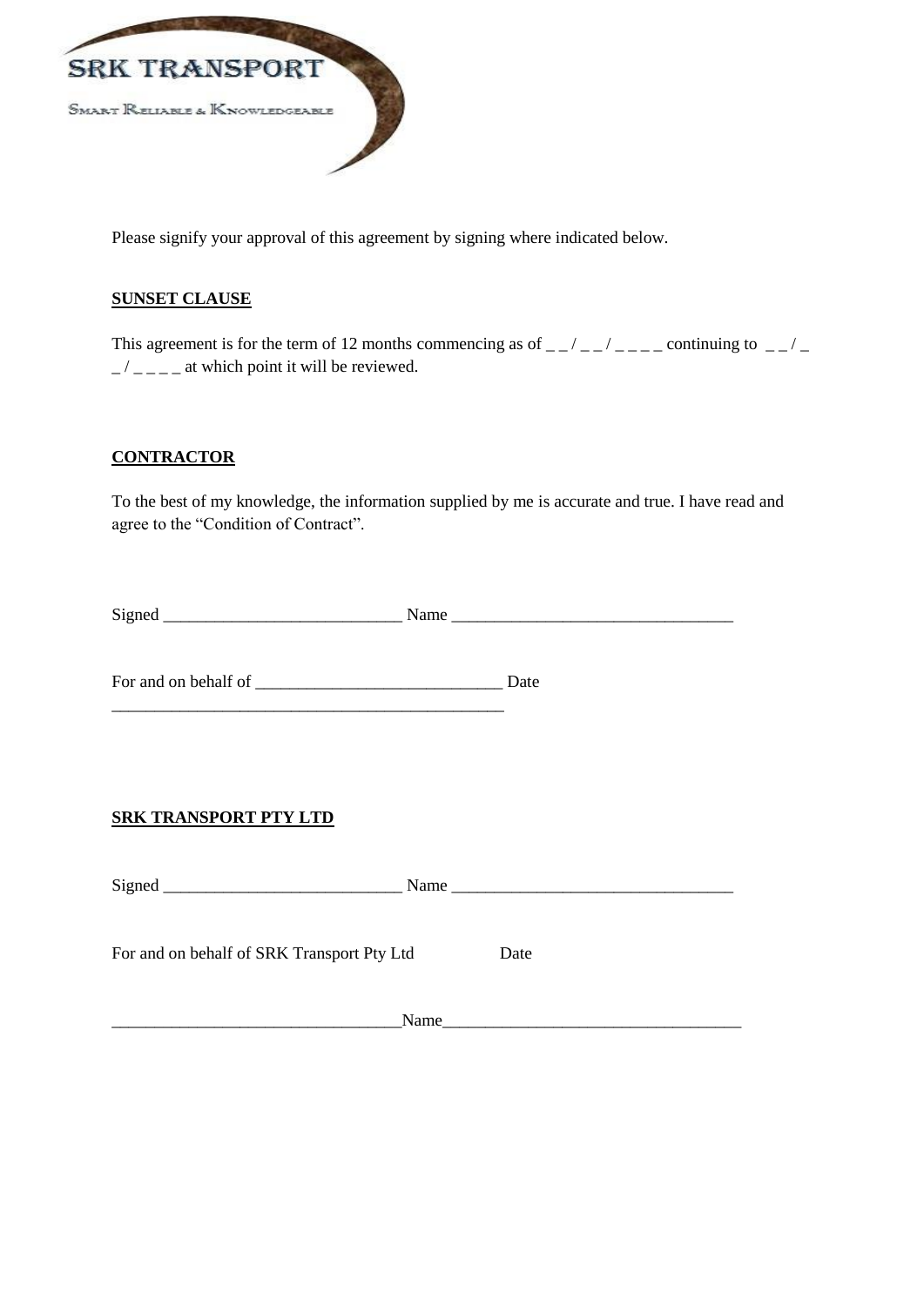SRK TRANSPORT

SMART RELIABLE & KNOWLEDGEABLE

Please signify your approval of this agreement by signing where indicated below.

**SUNSET CLAUSE**

This agreement is for the term of 12 months commencing as of _ _ / _ _ / _ _ _ _ continuing to _ _ / _ _ / _ _ _ _ at which point it will be reviewed.

**CONTRACTOR**

To the best of my knowledge, the information supplied by me is accurate and true. I have read and agree to the "Condition of Contract".

Signed ____________________________ Name __________________________________

For and on behalf of _____________________________ Date ______________________________________________

**SRK TRANSPORT PTY LTD**

Signed ____________________________ Name __________________________________

For and on behalf of SRK Transport Pty Ltd Date

__________________________________Name____________________________________